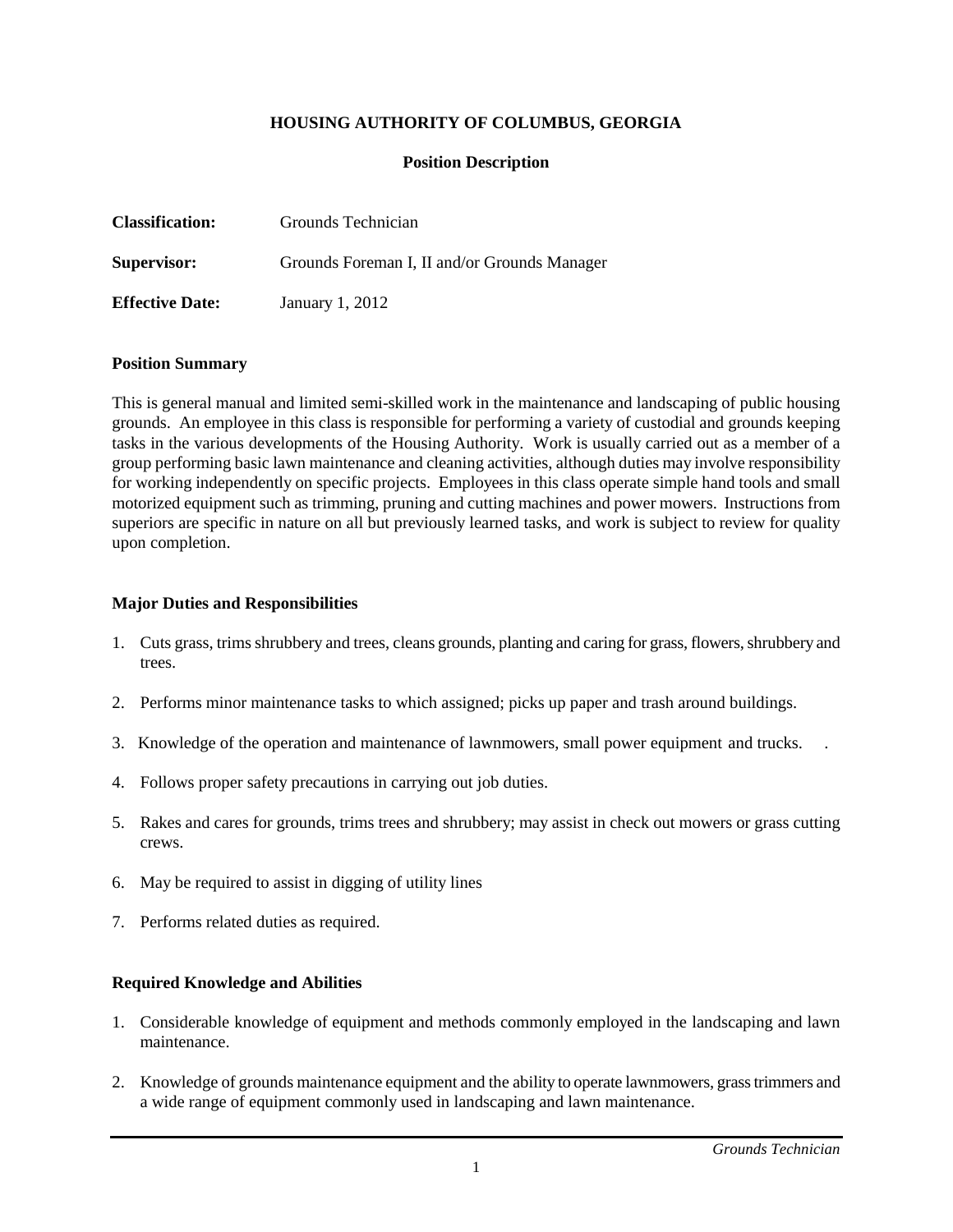**HOUSING AUTHORITY OF COLUMBUS, GEORGIA**

**Position Description**

**Classification:** Grounds Technician

**Supervisor:** Grounds Foreman I, II and/or Grounds Manager

**Effective Date:** January 1, 2012

**Position Summary**

This is general manual and limited semi-skilled work in the maintenance and landscaping of public housing grounds. An employee in this class is responsible for performing a variety of custodial and grounds keeping tasks in the various developments of the Housing Authority. Work is usually carried out as a member of a group performing basic lawn maintenance and cleaning activities, although duties may involve responsibility for working independently on specific projects. Employees in this class operate simple hand tools and small motorized equipment such as trimming, pruning and cutting machines and power mowers. Instructions from superiors are specific in nature on all but previously learned tasks, and work is subject to review for quality upon completion.

**Major Duties and Responsibilities**

1. Cuts grass, trims shrubbery and trees, cleans grounds, planting and caring for grass, flowers, shrubbery and trees.
2. Performs minor maintenance tasks to which assigned; picks up paper and trash around buildings.
3. Knowledge of the operation and maintenance of lawnmowers, small power equipment and trucks. .
4. Follows proper safety precautions in carrying out job duties.
5. Rakes and cares for grounds, trims trees and shrubbery; may assist in check out mowers or grass cutting crews.
6. May be required to assist in digging of utility lines
7. Performs related duties as required.

**Required Knowledge and Abilities**

1. Considerable knowledge of equipment and methods commonly employed in the landscaping and lawn maintenance.
2. Knowledge of grounds maintenance equipment and the ability to operate lawnmowers, grass trimmers and a wide range of equipment commonly used in landscaping and lawn maintenance.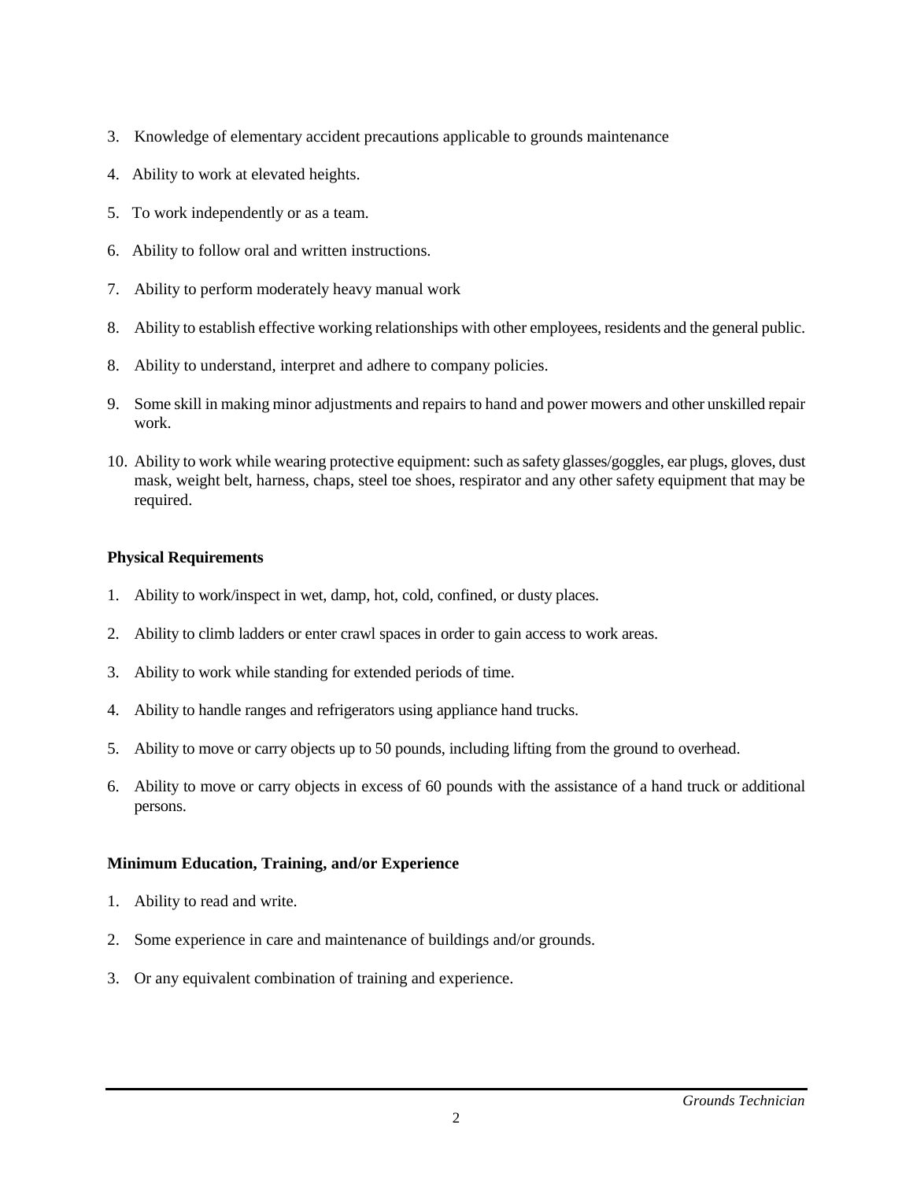3. Knowledge of elementary accident precautions applicable to grounds maintenance

4. Ability to work at elevated heights.

5. To work independently or as a team.

6. Ability to follow oral and written instructions.

7. Ability to perform moderately heavy manual work

8. Ability to establish effective working relationships with other employees, residents and the general public.

8. Ability to understand, interpret and adhere to company policies.

9. Some skill in making minor adjustments and repairs to hand and power mowers and other unskilled repair work.

10. Ability to work while wearing protective equipment: such as safety glasses/goggles, ear plugs, gloves, dust mask, weight belt, harness, chaps, steel toe shoes, respirator and any other safety equipment that may be required.

**Physical Requirements**

1. Ability to work/inspect in wet, damp, hot, cold, confined, or dusty places.

2. Ability to climb ladders or enter crawl spaces in order to gain access to work areas.

3. Ability to work while standing for extended periods of time.

4. Ability to handle ranges and refrigerators using appliance hand trucks.

5. Ability to move or carry objects up to 50 pounds, including lifting from the ground to overhead.

6. Ability to move or carry objects in excess of 60 pounds with the assistance of a hand truck or additional persons.

**Minimum Education, Training, and/or Experience**

1. Ability to read and write.

2. Some experience in care and maintenance of buildings and/or grounds.

3. Or any equivalent combination of training and experience.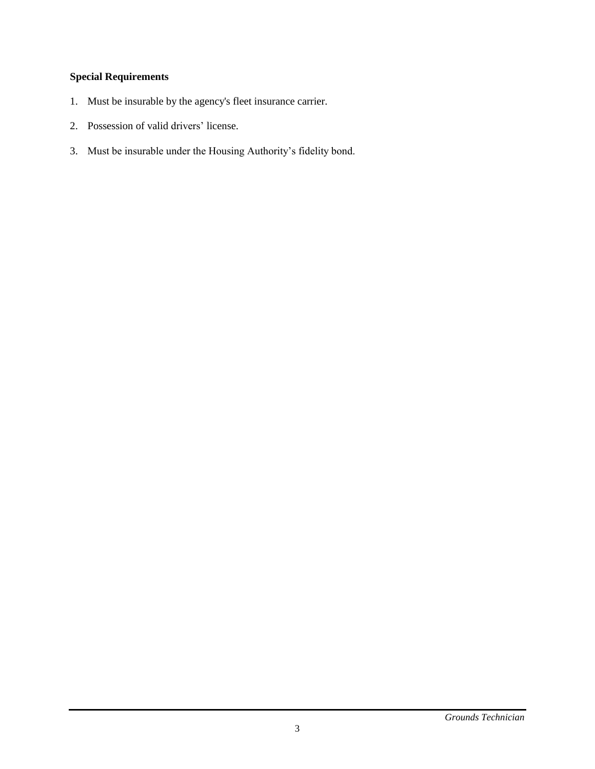**Special Requirements**

1. Must be insurable by the agency's fleet insurance carrier.
2. Possession of valid drivers' license.
3. Must be insurable under the Housing Authority's fidelity bond.